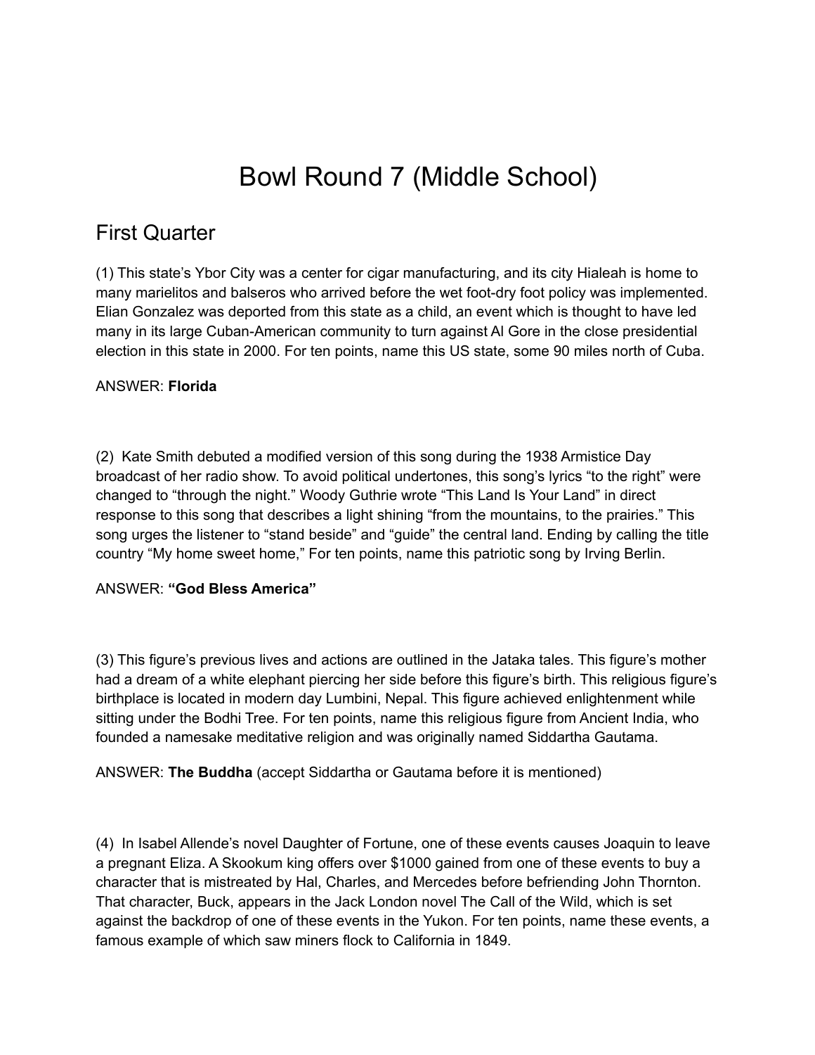# Bowl Round 7 (Middle School)

## First Quarter

(1) This state's Ybor City was a center for cigar manufacturing, and its city Hialeah is home to many marielitos and balseros who arrived before the wet foot-dry foot policy was implemented. Elian Gonzalez was deported from this state as a child, an event which is thought to have led many in its large Cuban-American community to turn against Al Gore in the close presidential election in this state in 2000. For ten points, name this US state, some 90 miles north of Cuba.

ANSWER: **Florida**

(2) Kate Smith debuted a modified version of this song during the 1938 Armistice Day broadcast of her radio show. To avoid political undertones, this song's lyrics "to the right" were changed to "through the night." Woody Guthrie wrote "This Land Is Your Land" in direct response to this song that describes a light shining "from the mountains, to the prairies." This song urges the listener to "stand beside" and "guide" the central land. Ending by calling the title country "My home sweet home," For ten points, name this patriotic song by Irving Berlin.

ANSWER: **"God Bless America"**

(3) This figure's previous lives and actions are outlined in the Jataka tales. This figure's mother had a dream of a white elephant piercing her side before this figure's birth. This religious figure's birthplace is located in modern day Lumbini, Nepal. This figure achieved enlightenment while sitting under the Bodhi Tree. For ten points, name this religious figure from Ancient India, who founded a namesake meditative religion and was originally named Siddartha Gautama.

ANSWER: **The Buddha** (accept Siddartha or Gautama before it is mentioned)

(4) In Isabel Allende's novel Daughter of Fortune, one of these events causes Joaquin to leave a pregnant Eliza. A Skookum king offers over $1000 gained from one of these events to buy a character that is mistreated by Hal, Charles, and Mercedes before befriending John Thornton. That character, Buck, appears in the Jack London novel The Call of the Wild, which is set against the backdrop of one of these events in the Yukon. For ten points, name these events, a famous example of which saw miners flock to California in 1849.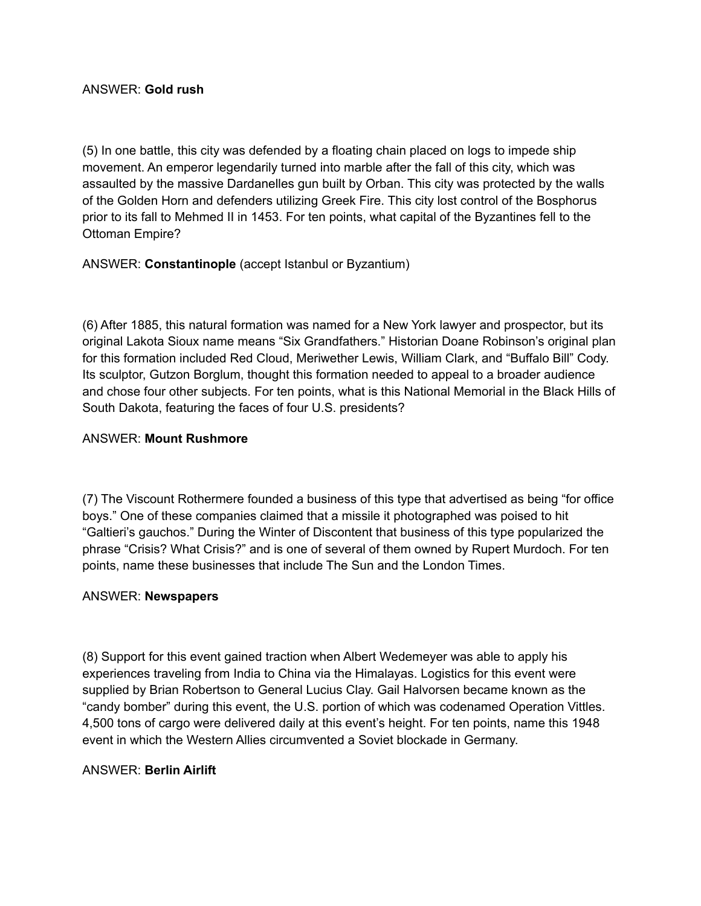ANSWER: **Gold rush**

(5) In one battle, this city was defended by a floating chain placed on logs to impede ship movement. An emperor legendarily turned into marble after the fall of this city, which was assaulted by the massive Dardanelles gun built by Orban. This city was protected by the walls of the Golden Horn and defenders utilizing Greek Fire. This city lost control of the Bosphorus prior to its fall to Mehmed II in 1453. For ten points, what capital of the Byzantines fell to the Ottoman Empire?

ANSWER: **Constantinople** (accept Istanbul or Byzantium)

(6) After 1885, this natural formation was named for a New York lawyer and prospector, but its original Lakota Sioux name means "Six Grandfathers." Historian Doane Robinson's original plan for this formation included Red Cloud, Meriwether Lewis, William Clark, and "Buffalo Bill" Cody. Its sculptor, Gutzon Borglum, thought this formation needed to appeal to a broader audience and chose four other subjects. For ten points, what is this National Memorial in the Black Hills of South Dakota, featuring the faces of four U.S. presidents?

ANSWER: **Mount Rushmore**

(7) The Viscount Rothermere founded a business of this type that advertised as being "for office boys." One of these companies claimed that a missile it photographed was poised to hit "Galtieri's gauchos." During the Winter of Discontent that business of this type popularized the phrase "Crisis? What Crisis?" and is one of several of them owned by Rupert Murdoch. For ten points, name these businesses that include The Sun and the London Times.

ANSWER: **Newspapers**

(8) Support for this event gained traction when Albert Wedemeyer was able to apply his experiences traveling from India to China via the Himalayas. Logistics for this event were supplied by Brian Robertson to General Lucius Clay. Gail Halvorsen became known as the "candy bomber" during this event, the U.S. portion of which was codenamed Operation Vittles. 4,500 tons of cargo were delivered daily at this event's height. For ten points, name this 1948 event in which the Western Allies circumvented a Soviet blockade in Germany.

ANSWER: **Berlin Airlift**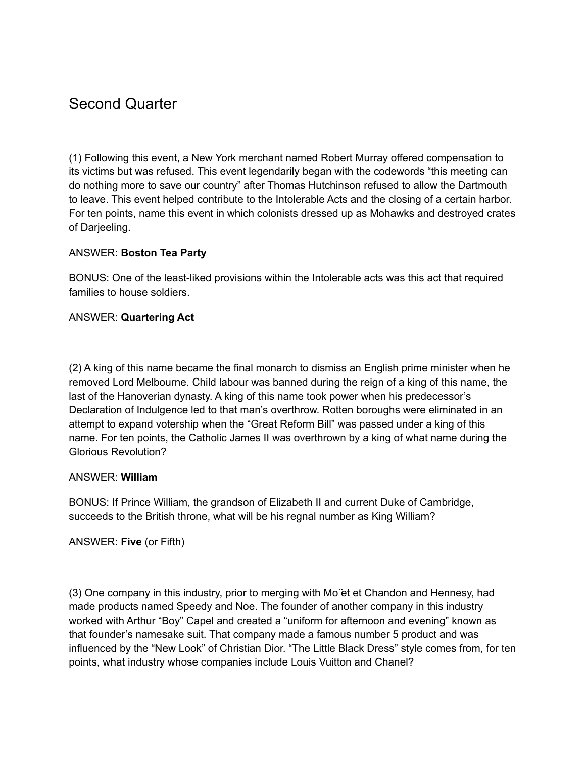## Second Quarter

(1) Following this event, a New York merchant named Robert Murray offered compensation to its victims but was refused. This event legendarily began with the codewords “this meeting can do nothing more to save our country” after Thomas Hutchinson refused to allow the Dartmouth to leave. This event helped contribute to the Intolerable Acts and the closing of a certain harbor. For ten points, name this event in which colonists dressed up as Mohawks and destroyed crates of Darjeeling.

ANSWER: **Boston Tea Party**

BONUS: One of the least-liked provisions within the Intolerable acts was this act that required families to house soldiers.

ANSWER: **Quartering Act**

(2) A king of this name became the final monarch to dismiss an English prime minister when he removed Lord Melbourne. Child labour was banned during the reign of a king of this name, the last of the Hanoverian dynasty. A king of this name took power when his predecessor’s Declaration of Indulgence led to that man’s overthrow. Rotten boroughs were eliminated in an attempt to expand votership when the “Great Reform Bill” was passed under a king of this name. For ten points, the Catholic James II was overthrown by a king of what name during the Glorious Revolution?

ANSWER: **William**

BONUS: If Prince William, the grandson of Elizabeth II and current Duke of Cambridge, succeeds to the British throne, what will be his regnal number as King William?

ANSWER: **Five** (or Fifth)

(3) One company in this industry, prior to merging with Moët et Chandon and Hennesy, had made products named Speedy and Noe. The founder of another company in this industry worked with Arthur “Boy” Capel and created a “uniform for afternoon and evening” known as that founder’s namesake suit. That company made a famous number 5 product and was influenced by the “New Look” of Christian Dior. “The Little Black Dress” style comes from, for ten points, what industry whose companies include Louis Vuitton and Chanel?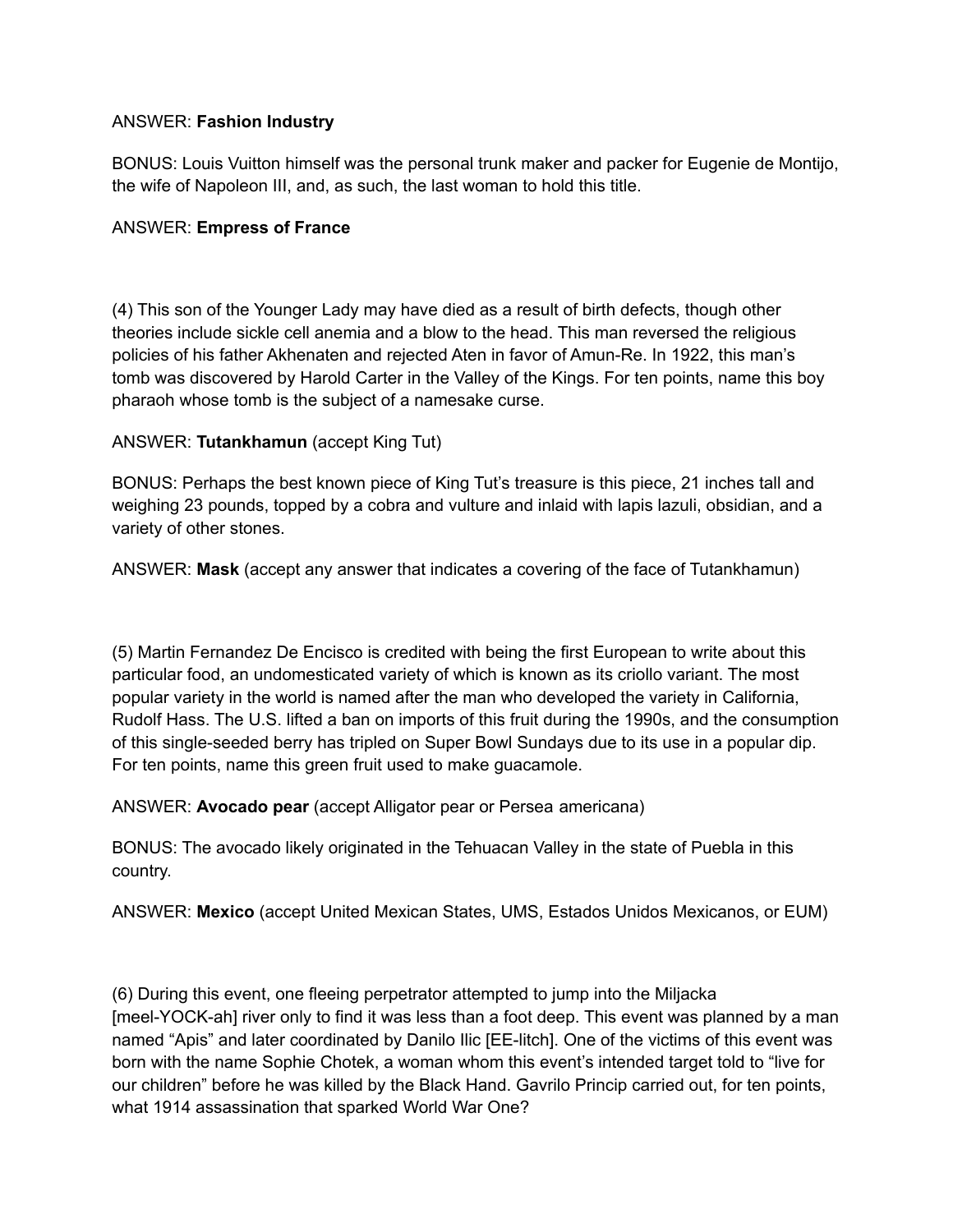ANSWER: **Fashion Industry**

BONUS: Louis Vuitton himself was the personal trunk maker and packer for Eugenie de Montijo, the wife of Napoleon III, and, as such, the last woman to hold this title.

ANSWER: **Empress of France**

(4) This son of the Younger Lady may have died as a result of birth defects, though other theories include sickle cell anemia and a blow to the head. This man reversed the religious policies of his father Akhenaten and rejected Aten in favor of Amun-Re. In 1922, this man's tomb was discovered by Harold Carter in the Valley of the Kings. For ten points, name this boy pharaoh whose tomb is the subject of a namesake curse.

ANSWER: **Tutankhamun** (accept King Tut)

BONUS: Perhaps the best known piece of King Tut's treasure is this piece, 21 inches tall and weighing 23 pounds, topped by a cobra and vulture and inlaid with lapis lazuli, obsidian, and a variety of other stones.

ANSWER: **Mask** (accept any answer that indicates a covering of the face of Tutankhamun)

(5) Martin Fernandez De Encisco is credited with being the first European to write about this particular food, an undomesticated variety of which is known as its criollo variant. The most popular variety in the world is named after the man who developed the variety in California, Rudolf Hass. The U.S. lifted a ban on imports of this fruit during the 1990s, and the consumption of this single-seeded berry has tripled on Super Bowl Sundays due to its use in a popular dip. For ten points, name this green fruit used to make guacamole.

ANSWER: **Avocado pear** (accept Alligator pear or Persea americana)

BONUS: The avocado likely originated in the Tehuacan Valley in the state of Puebla in this country.

ANSWER: **Mexico** (accept United Mexican States, UMS, Estados Unidos Mexicanos, or EUM)

(6) During this event, one fleeing perpetrator attempted to jump into the Miljacka [meel-YOCK-ah] river only to find it was less than a foot deep. This event was planned by a man named "Apis" and later coordinated by Danilo Ilic [EE-litch]. One of the victims of this event was born with the name Sophie Chotek, a woman whom this event's intended target told to "live for our children" before he was killed by the Black Hand. Gavrilo Princip carried out, for ten points, what 1914 assassination that sparked World War One?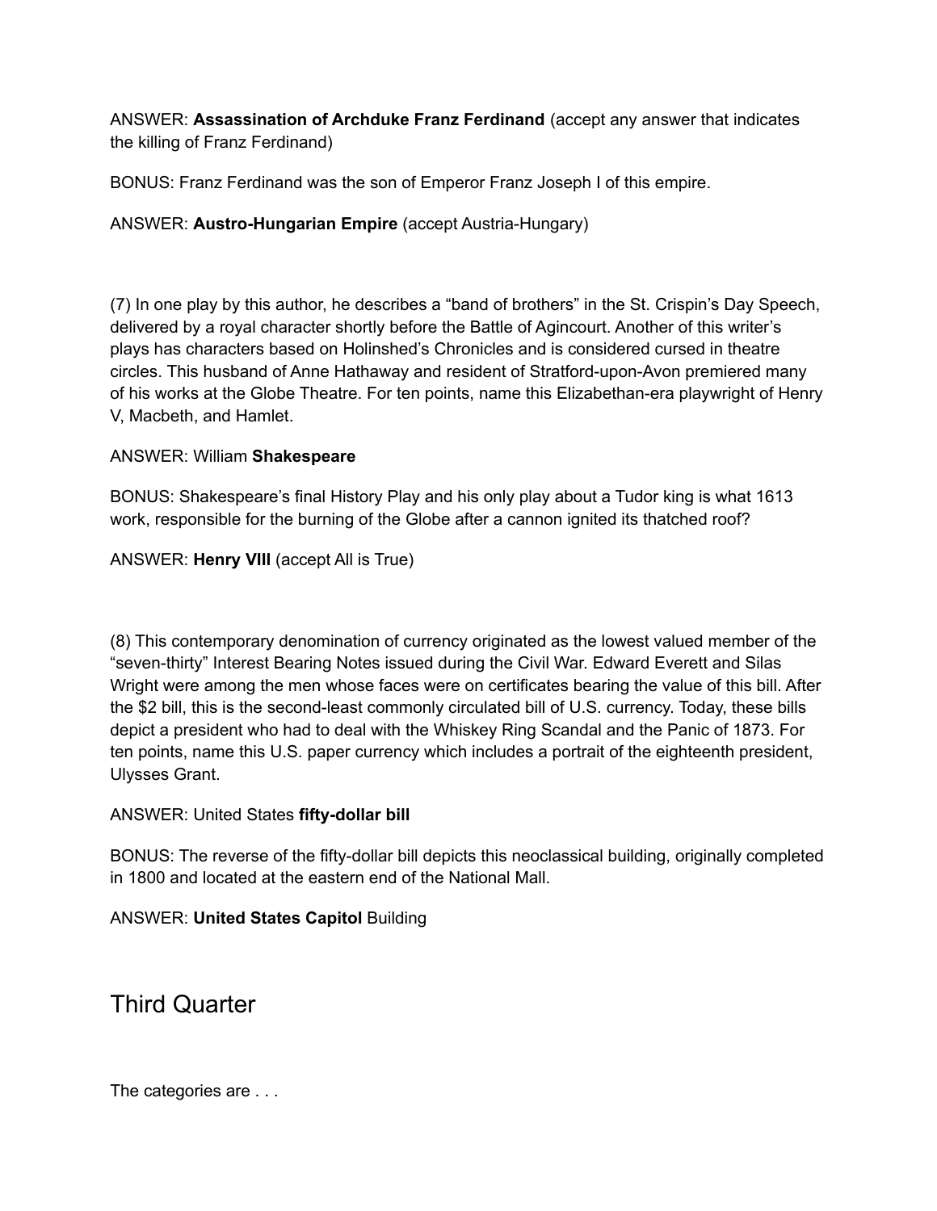ANSWER: **Assassination of Archduke Franz Ferdinand** (accept any answer that indicates the killing of Franz Ferdinand)

BONUS: Franz Ferdinand was the son of Emperor Franz Joseph I of this empire.

ANSWER: **Austro-Hungarian Empire** (accept Austria-Hungary)

(7) In one play by this author, he describes a "band of brothers" in the St. Crispin's Day Speech, delivered by a royal character shortly before the Battle of Agincourt. Another of this writer's plays has characters based on Holinshed's Chronicles and is considered cursed in theatre circles. This husband of Anne Hathaway and resident of Stratford-upon-Avon premiered many of his works at the Globe Theatre. For ten points, name this Elizabethan-era playwright of Henry V, Macbeth, and Hamlet.

ANSWER: William **Shakespeare**

BONUS: Shakespeare's final History Play and his only play about a Tudor king is what 1613 work, responsible for the burning of the Globe after a cannon ignited its thatched roof?

ANSWER: **Henry VIII** (accept All is True)

(8) This contemporary denomination of currency originated as the lowest valued member of the "seven-thirty" Interest Bearing Notes issued during the Civil War. Edward Everett and Silas Wright were among the men whose faces were on certificates bearing the value of this bill. After the $2 bill, this is the second-least commonly circulated bill of U.S. currency. Today, these bills depict a president who had to deal with the Whiskey Ring Scandal and the Panic of 1873. For ten points, name this U.S. paper currency which includes a portrait of the eighteenth president, Ulysses Grant.

ANSWER: United States **fifty-dollar bill**

BONUS: The reverse of the fifty-dollar bill depicts this neoclassical building, originally completed in 1800 and located at the eastern end of the National Mall.

ANSWER: **United States Capitol** Building

## Third Quarter

The categories are . . .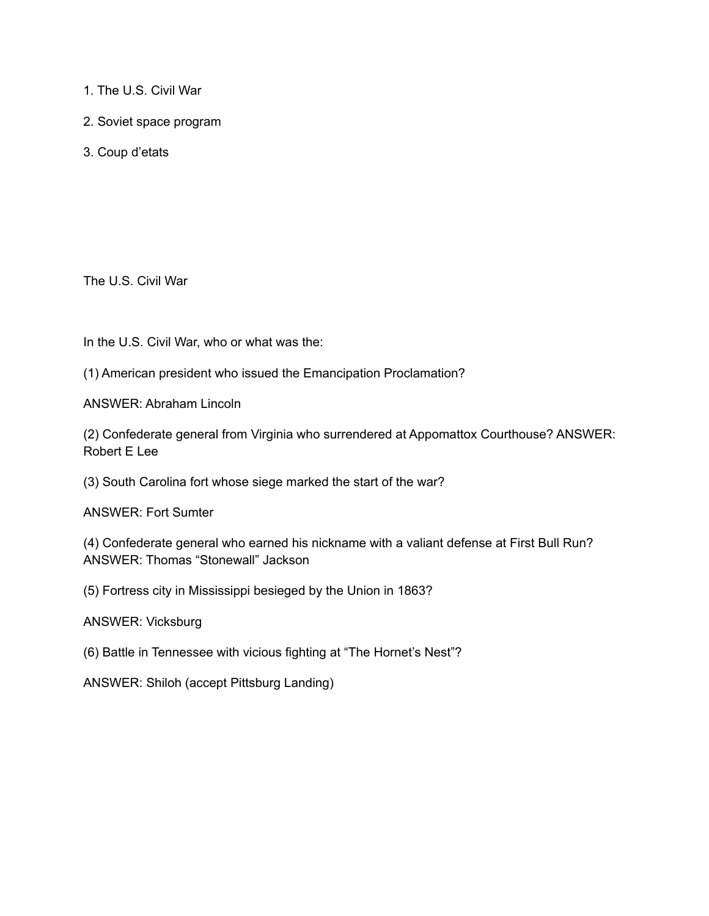1. The U.S. Civil War

2. Soviet space program

3. Coup d'etats

The U.S. Civil War

In the U.S. Civil War, who or what was the:

(1) American president who issued the Emancipation Proclamation?

ANSWER: Abraham Lincoln

(2) Confederate general from Virginia who surrendered at Appomattox Courthouse? ANSWER: Robert E Lee

(3) South Carolina fort whose siege marked the start of the war?

ANSWER: Fort Sumter

(4) Confederate general who earned his nickname with a valiant defense at First Bull Run? ANSWER: Thomas "Stonewall" Jackson

(5) Fortress city in Mississippi besieged by the Union in 1863?

ANSWER: Vicksburg

(6) Battle in Tennessee with vicious fighting at "The Hornet's Nest"?

ANSWER: Shiloh (accept Pittsburg Landing)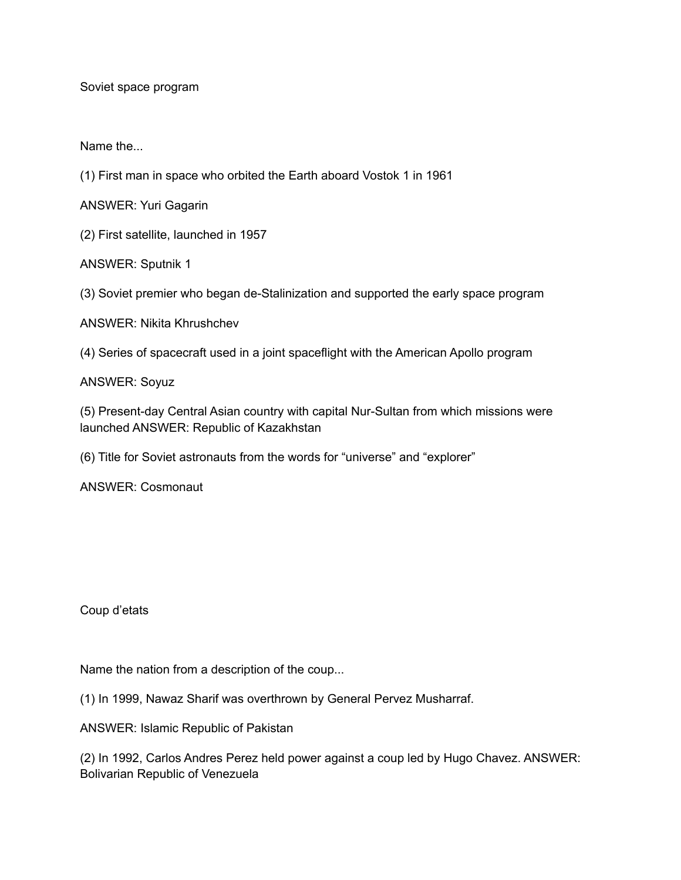Soviet space program

Name the...

(1) First man in space who orbited the Earth aboard Vostok 1 in 1961

ANSWER: Yuri Gagarin

(2) First satellite, launched in 1957

ANSWER: Sputnik 1

(3) Soviet premier who began de-Stalinization and supported the early space program

ANSWER: Nikita Khrushchev

(4) Series of spacecraft used in a joint spaceflight with the American Apollo program

ANSWER: Soyuz

(5) Present-day Central Asian country with capital Nur-Sultan from which missions were launched ANSWER: Republic of Kazakhstan

(6) Title for Soviet astronauts from the words for “universe” and “explorer”

ANSWER: Cosmonaut

Coup d’etats

Name the nation from a description of the coup...

(1) In 1999, Nawaz Sharif was overthrown by General Pervez Musharraf.

ANSWER: Islamic Republic of Pakistan

(2) In 1992, Carlos Andres Perez held power against a coup led by Hugo Chavez. ANSWER: Bolivarian Republic of Venezuela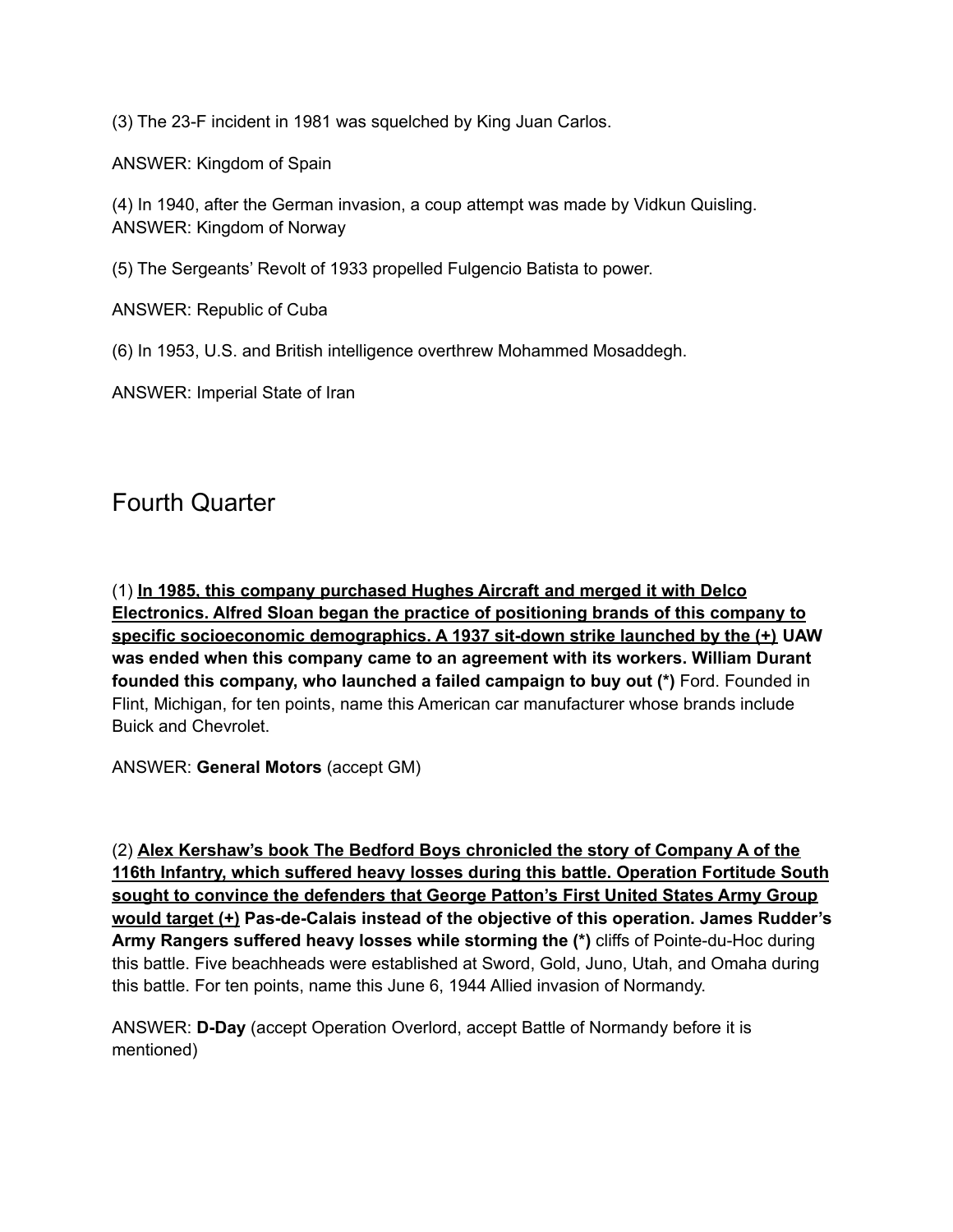(3) The 23-F incident in 1981 was squelched by King Juan Carlos.

ANSWER: Kingdom of Spain

(4) In 1940, after the German invasion, a coup attempt was made by Vidkun Quisling.
ANSWER: Kingdom of Norway

(5) The Sergeants' Revolt of 1933 propelled Fulgencio Batista to power.

ANSWER: Republic of Cuba

(6) In 1953, U.S. and British intelligence overthrew Mohammed Mosaddegh.

ANSWER: Imperial State of Iran

## Fourth Quarter

(1) <u>**In 1985, this company purchased Hughes Aircraft and merged it with Delco Electronics. Alfred Sloan began the practice of positioning brands of this company to specific socioeconomic demographics. A 1937 sit-down strike launched by the (+)**</u> **UAW was ended when this company came to an agreement with its workers. William Durant founded this company, who launched a failed campaign to buy out (*)** Ford. Founded in Flint, Michigan, for ten points, name this American car manufacturer whose brands include Buick and Chevrolet.

ANSWER: **General Motors** (accept GM)

(2) <u>**Alex Kershaw's book The Bedford Boys chronicled the story of Company A of the 116th Infantry, which suffered heavy losses during this battle. Operation Fortitude South sought to convince the defenders that George Patton's First United States Army Group would target (+)**</u> **Pas-de-Calais instead of the objective of this operation. James Rudder's Army Rangers suffered heavy losses while storming the (*)** cliffs of Pointe-du-Hoc during this battle. Five beachheads were established at Sword, Gold, Juno, Utah, and Omaha during this battle. For ten points, name this June 6, 1944 Allied invasion of Normandy.

ANSWER: **D-Day** (accept Operation Overlord, accept Battle of Normandy before it is mentioned)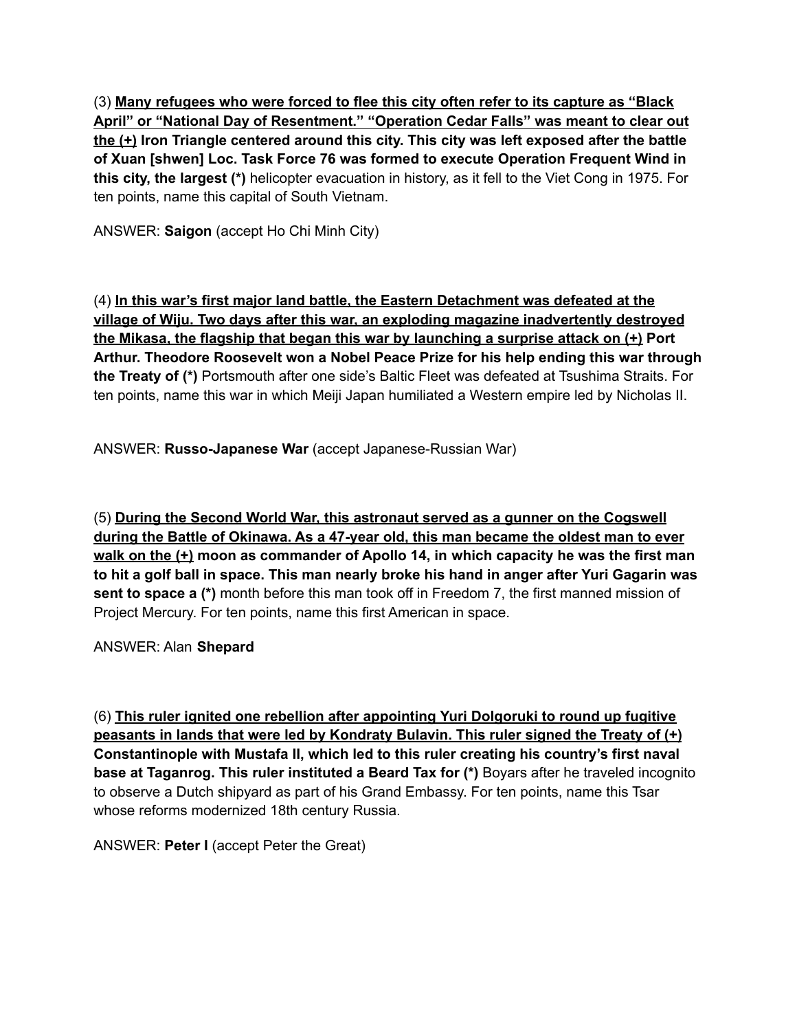(3) <u>**Many refugees who were forced to flee this city often refer to its capture as "Black April" or "National Day of Resentment." "Operation Cedar Falls" was meant to clear out the (+)**</u> **Iron Triangle centered around this city. This city was left exposed after the battle of Xuan [shwen] Loc. Task Force 76 was formed to execute Operation Frequent Wind in this city, the largest (*)** helicopter evacuation in history, as it fell to the Viet Cong in 1975. For ten points, name this capital of South Vietnam.

ANSWER: **Saigon** (accept Ho Chi Minh City)

(4) <u>**In this war's first major land battle, the Eastern Detachment was defeated at the village of Wiju. Two days after this war, an exploding magazine inadvertently destroyed the Mikasa, the flagship that began this war by launching a surprise attack on (+)**</u> **Port Arthur. Theodore Roosevelt won a Nobel Peace Prize for his help ending this war through the Treaty of (*)** Portsmouth after one side's Baltic Fleet was defeated at Tsushima Straits. For ten points, name this war in which Meiji Japan humiliated a Western empire led by Nicholas II.

ANSWER: **Russo-Japanese War** (accept Japanese-Russian War)

(5) <u>**During the Second World War, this astronaut served as a gunner on the Cogswell during the Battle of Okinawa. As a 47-year old, this man became the oldest man to ever walk on the (+)**</u> **moon as commander of Apollo 14, in which capacity he was the first man to hit a golf ball in space. This man nearly broke his hand in anger after Yuri Gagarin was sent to space a (*)** month before this man took off in Freedom 7, the first manned mission of Project Mercury. For ten points, name this first American in space.

ANSWER: Alan **Shepard**

(6) <u>**This ruler ignited one rebellion after appointing Yuri Dolgoruki to round up fugitive peasants in lands that were led by Kondraty Bulavin. This ruler signed the Treaty of (+)**</u> **Constantinople with Mustafa II, which led to this ruler creating his country's first naval base at Taganrog. This ruler instituted a Beard Tax for (*)** Boyars after he traveled incognito to observe a Dutch shipyard as part of his Grand Embassy. For ten points, name this Tsar whose reforms modernized 18th century Russia.

ANSWER: **Peter I** (accept Peter the Great)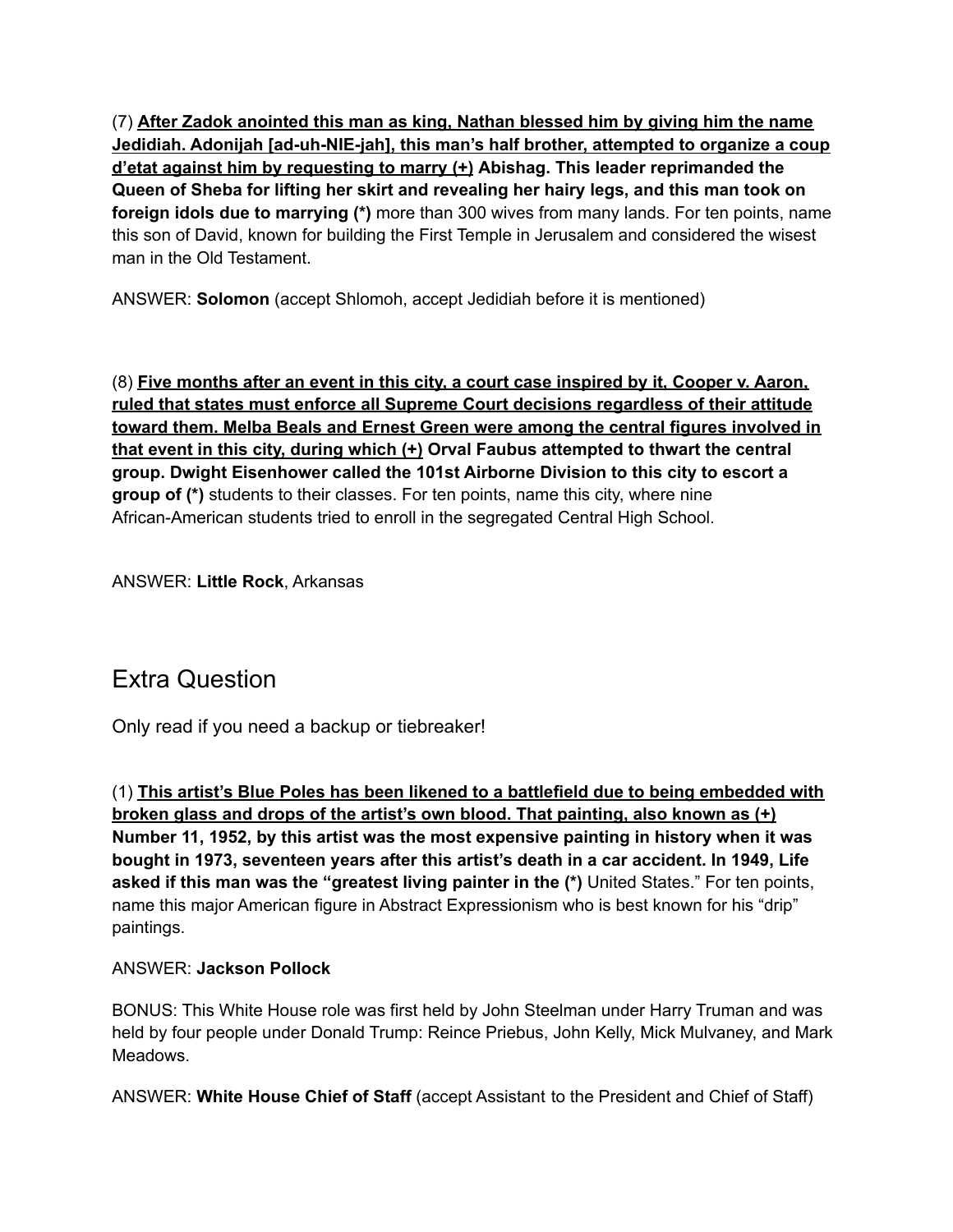(7) <u>**After Zadok anointed this man as king, Nathan blessed him by giving him the name Jedidiah. Adonijah [ad-uh-NIE-jah], this man's half brother, attempted to organize a coup d'etat against him by requesting to marry (+)**</u> **Abishag. This leader reprimanded the Queen of Sheba for lifting her skirt and revealing her hairy legs, and this man took on foreign idols due to marrying (*)** more than 300 wives from many lands. For ten points, name this son of David, known for building the First Temple in Jerusalem and considered the wisest man in the Old Testament.

ANSWER: **Solomon** (accept Shlomoh, accept Jedidiah before it is mentioned)

(8) <u>**Five months after an event in this city, a court case inspired by it, Cooper v. Aaron, ruled that states must enforce all Supreme Court decisions regardless of their attitude toward them. Melba Beals and Ernest Green were among the central figures involved in that event in this city, during which (+)**</u> **Orval Faubus attempted to thwart the central group. Dwight Eisenhower called the 101st Airborne Division to this city to escort a group of (*)** students to their classes. For ten points, name this city, where nine African-American students tried to enroll in the segregated Central High School.

ANSWER: **Little Rock**, Arkansas

# Extra Question

Only read if you need a backup or tiebreaker!

(1) <u>**This artist's Blue Poles has been likened to a battlefield due to being embedded with broken glass and drops of the artist's own blood. That painting, also known as (+)**</u> **Number 11, 1952, by this artist was the most expensive painting in history when it was bought in 1973, seventeen years after this artist's death in a car accident. In 1949, Life asked if this man was the "greatest living painter in the (*)** United States." For ten points, name this major American figure in Abstract Expressionism who is best known for his "drip" paintings.

ANSWER: **Jackson Pollock**

BONUS: This White House role was first held by John Steelman under Harry Truman and was held by four people under Donald Trump: Reince Priebus, John Kelly, Mick Mulvaney, and Mark Meadows.

ANSWER: **White House Chief of Staff** (accept Assistant to the President and Chief of Staff)